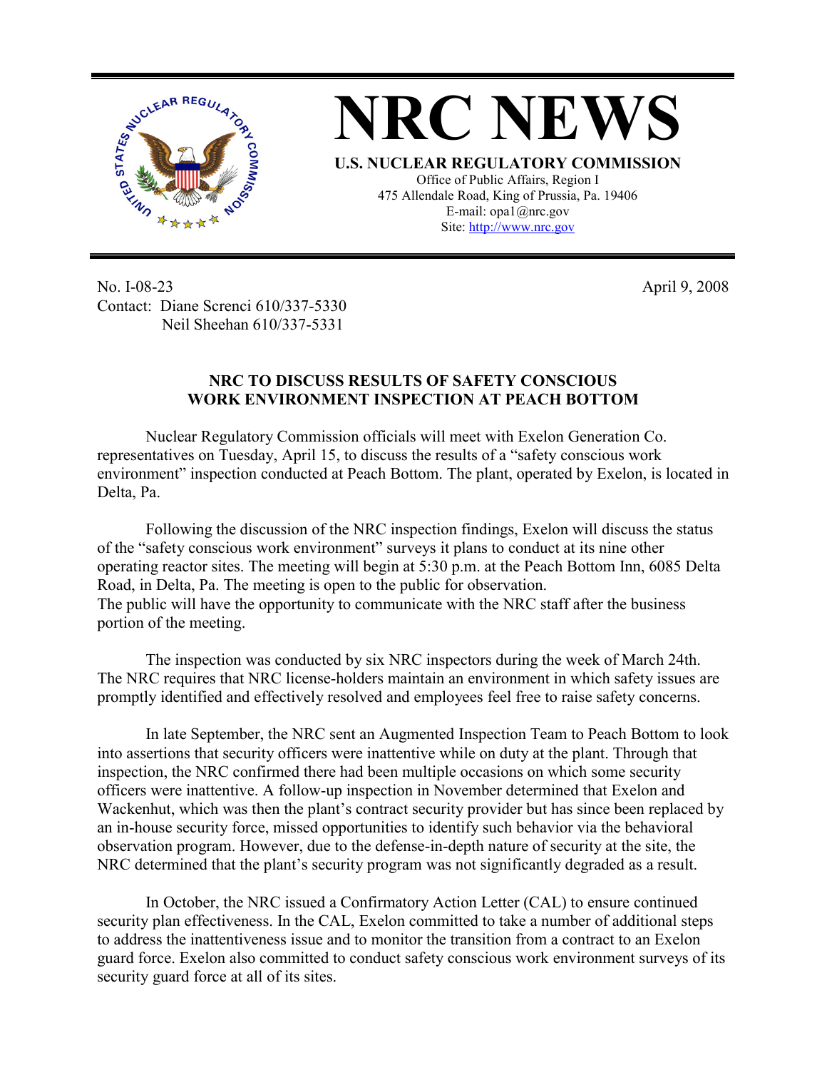# NRC NEWS

**U.S. NUCLEAR REGULATORY COMMISSION**

Office of Public Affairs, Region I
475 Allendale Road, King of Prussia, Pa. 19406
E-mail: opa1@nrc.gov
Site: http://www.nrc.gov

No. I-08-23
Contact: Diane Screnci 610/337-5330
Neil Sheehan 610/337-5331

April 9, 2008

**NRC TO DISCUSS RESULTS OF SAFETY CONSCIOUS WORK ENVIRONMENT INSPECTION AT PEACH BOTTOM**

Nuclear Regulatory Commission officials will meet with Exelon Generation Co. representatives on Tuesday, April 15, to discuss the results of a "safety conscious work environment" inspection conducted at Peach Bottom. The plant, operated by Exelon, is located in Delta, Pa.

Following the discussion of the NRC inspection findings, Exelon will discuss the status of the "safety conscious work environment" surveys it plans to conduct at its nine other operating reactor sites. The meeting will begin at 5:30 p.m. at the Peach Bottom Inn, 6085 Delta Road, in Delta, Pa. The meeting is open to the public for observation.
The public will have the opportunity to communicate with the NRC staff after the business portion of the meeting.

The inspection was conducted by six NRC inspectors during the week of March 24th. The NRC requires that NRC license-holders maintain an environment in which safety issues are promptly identified and effectively resolved and employees feel free to raise safety concerns.

In late September, the NRC sent an Augmented Inspection Team to Peach Bottom to look into assertions that security officers were inattentive while on duty at the plant. Through that inspection, the NRC confirmed there had been multiple occasions on which some security officers were inattentive. A follow-up inspection in November determined that Exelon and Wackenhut, which was then the plant's contract security provider but has since been replaced by an in-house security force, missed opportunities to identify such behavior via the behavioral observation program. However, due to the defense-in-depth nature of security at the site, the NRC determined that the plant's security program was not significantly degraded as a result.

In October, the NRC issued a Confirmatory Action Letter (CAL) to ensure continued security plan effectiveness. In the CAL, Exelon committed to take a number of additional steps to address the inattentiveness issue and to monitor the transition from a contract to an Exelon guard force. Exelon also committed to conduct safety conscious work environment surveys of its security guard force at all of its sites.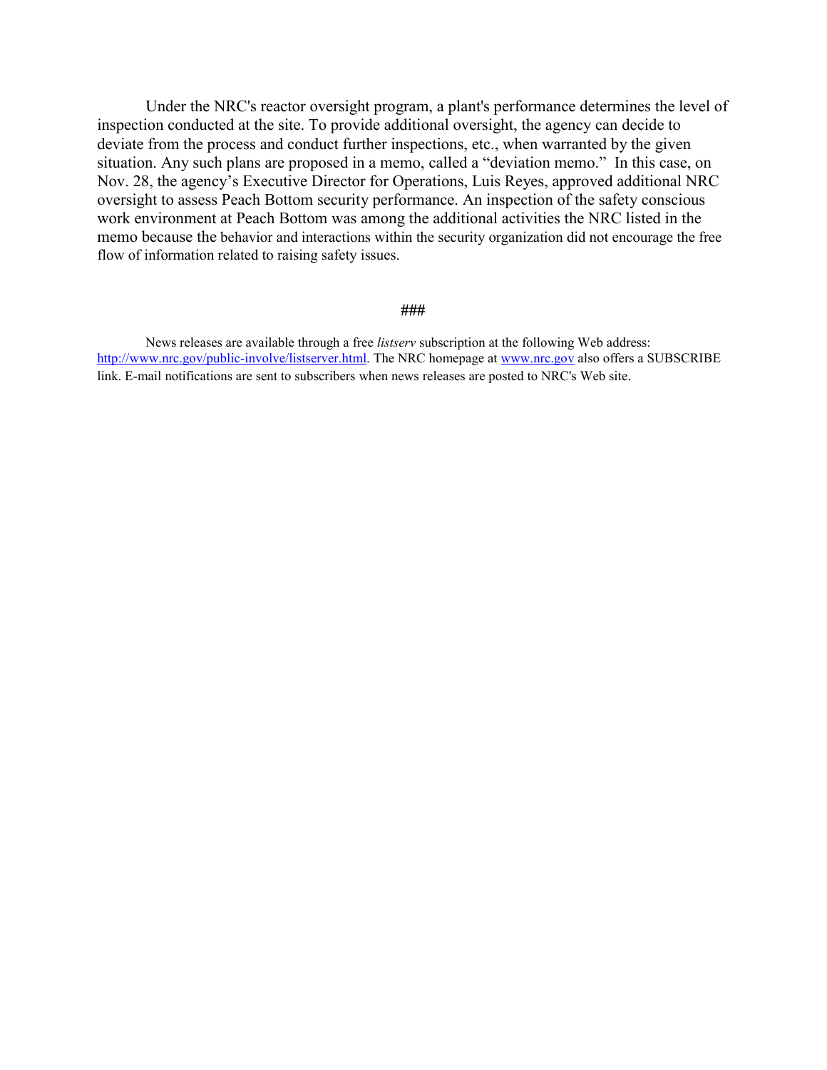Under the NRC's reactor oversight program, a plant's performance determines the level of inspection conducted at the site. To provide additional oversight, the agency can decide to deviate from the process and conduct further inspections, etc., when warranted by the given situation. Any such plans are proposed in a memo, called a "deviation memo." In this case, on Nov. 28, the agency's Executive Director for Operations, Luis Reyes, approved additional NRC oversight to assess Peach Bottom security performance. An inspection of the safety conscious work environment at Peach Bottom was among the additional activities the NRC listed in the memo because the behavior and interactions within the security organization did not encourage the free flow of information related to raising safety issues.

###

News releases are available through a free *listserv* subscription at the following Web address: http://www.nrc.gov/public-involve/listserver.html. The NRC homepage at www.nrc.gov also offers a SUBSCRIBE link. E-mail notifications are sent to subscribers when news releases are posted to NRC's Web site.